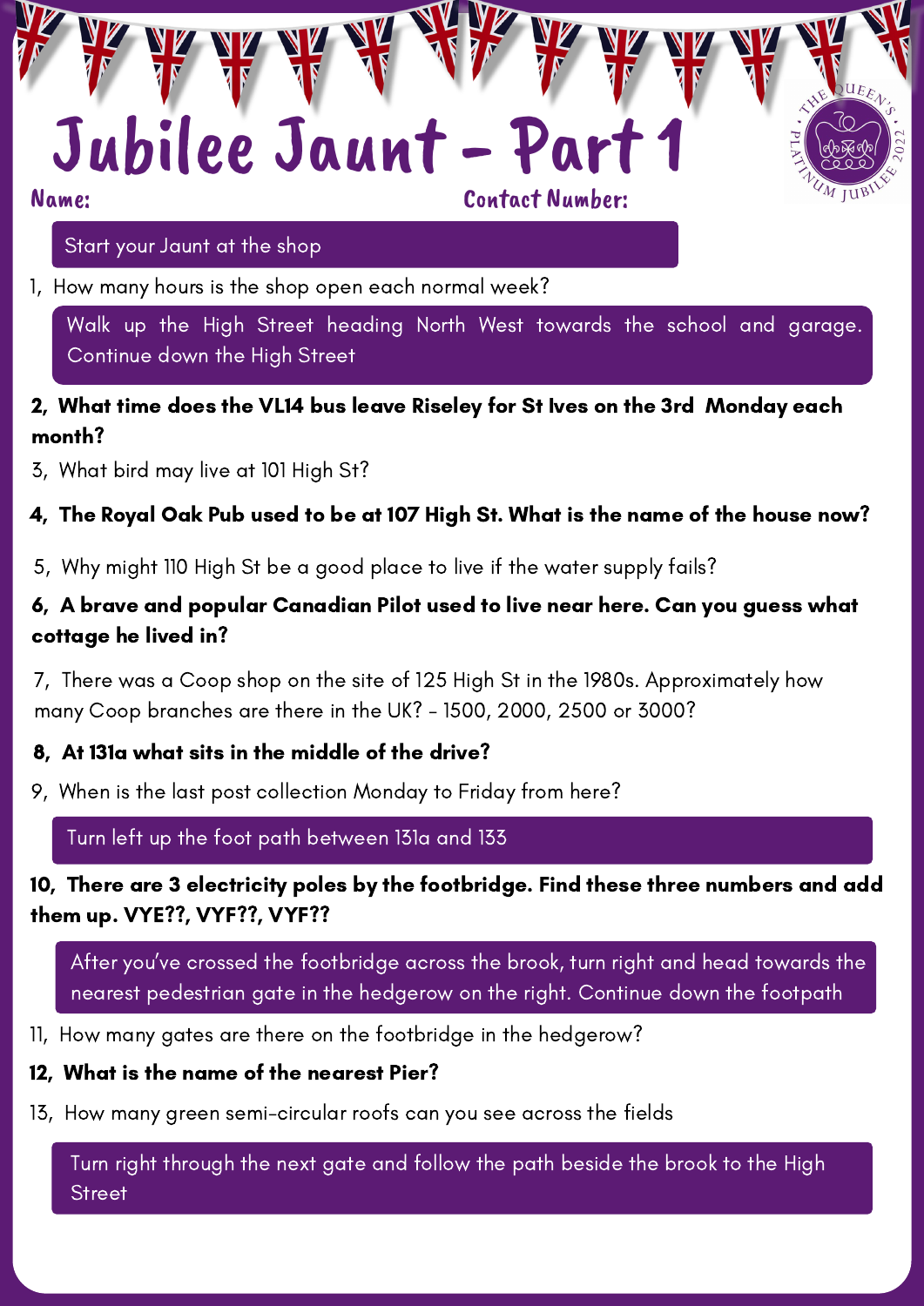# Jubilee Jaunt - Part 1

**Name:** **Contact Number:**

Start your Jaunt at the shop

1, How many hours is the shop open each normal week?

Walk up the High Street heading North West towards the school and garage. Continue down the High Street

**2, What time does the VL14 bus leave Riseley for St Ives on the 3rd Monday each month?**

3, What bird may live at 101 High St?

**4, The Royal Oak Pub used to be at 107 High St. What is the name of the house now?**

5, Why might 110 High St be a good place to live if the water supply fails?

**6, A brave and popular Canadian Pilot used to live near here. Can you guess what cottage he lived in?**

7, There was a Coop shop on the site of 125 High St in the 1980s. Approximately how many Coop branches are there in the UK? - 1500, 2000, 2500 or 3000?

**8, At 131a what sits in the middle of the drive?**

9, When is the last post collection Monday to Friday from here?

Turn left up the foot path between 131a and 133

**10, There are 3 electricity poles by the footbridge. Find these three numbers and add them up. VYE??, VYF??, VYF??**

After you've crossed the footbridge across the brook, turn right and head towards the nearest pedestrian gate in the hedgerow on the right. Continue down the footpath

11, How many gates are there on the footbridge in the hedgerow?

**12, What is the name of the nearest Pier?**

13, How many green semi-circular roofs can you see across the fields

Turn right through the next gate and follow the path beside the brook to the High Street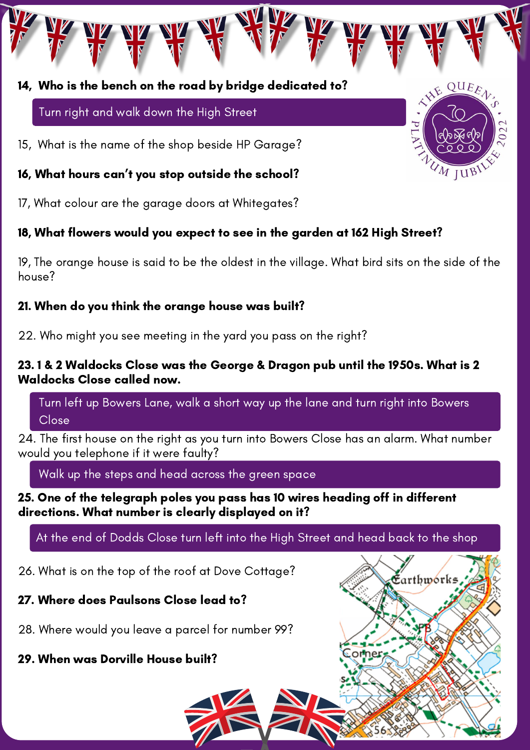**14, Who is the bench on the road by bridge dedicated to?**

Turn right and walk down the High Street

15, What is the name of the shop beside HP Garage?

**16, What hours can't you stop outside the school?**

17, What colour are the garage doors at Whitegates?

**18, What flowers would you expect to see in the garden at 162 High Street?**

19, The orange house is said to be the oldest in the village. What bird sits on the side of the house?

**21. When do you think the orange house was built?**

22. Who might you see meeting in the yard you pass on the right?

**23. 1 & 2 Waldocks Close was the George & Dragon pub until the 1950s. What is 2 Waldocks Close called now.**

Turn left up Bowers Lane, walk a short way up the lane and turn right into Bowers Close

24. The first house on the right as you turn into Bowers Close has an alarm. What number would you telephone if it were faulty?

Walk up the steps and head across the green space

**25. One of the telegraph poles you pass has 10 wires heading off in different directions. What number is clearly displayed on it?**

At the end of Dodds Close turn left into the High Street and head back to the shop

26. What is on the top of the roof at Dove Cottage?

**27. Where does Paulsons Close lead to?**

28. Where would you leave a parcel for number 99?

**29. When was Dorville House built?**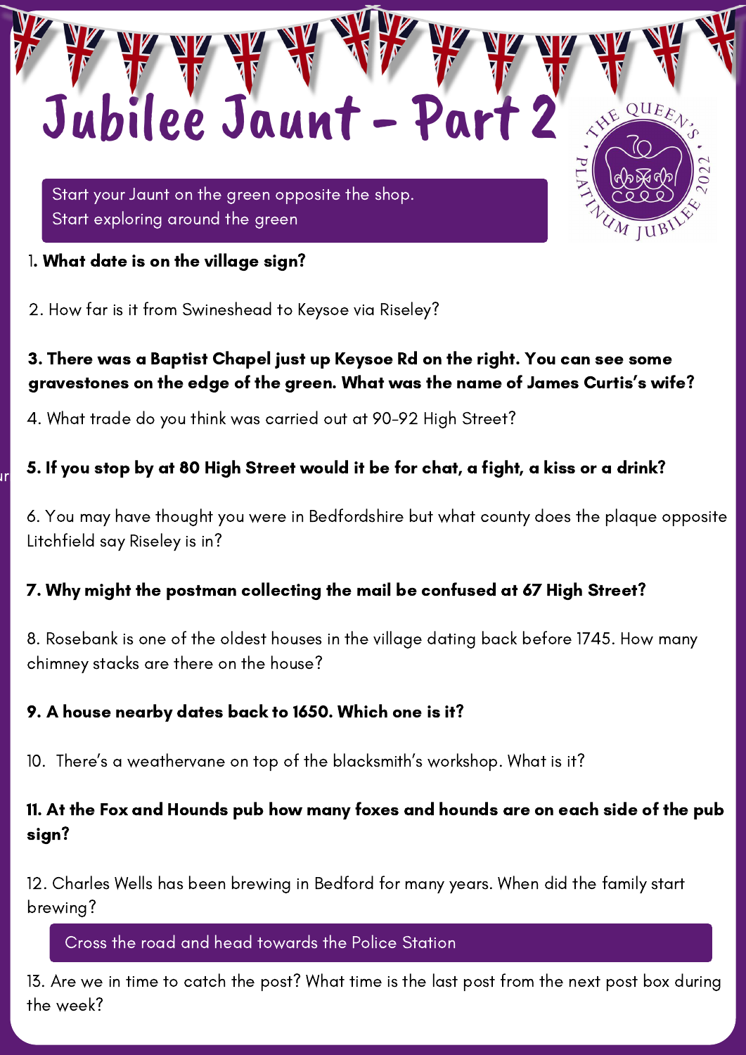# Jubilee Jaunt - Part 2

Start your Jaunt on the green opposite the shop.
Start exploring around the green

1. **What date is on the village sign?**

2. How far is it from Swineshead to Keysoe via Riseley?

**3. There was a Baptist Chapel just up Keysoe Rd on the right. You can see some gravestones on the edge of the green. What was the name of James Curtis's wife?**

4. What trade do you think was carried out at 90-92 High Street?

**5. If you stop by at 80 High Street would it be for chat, a fight, a kiss or a drink?**

6. You may have thought you were in Bedfordshire but what county does the plaque opposite Litchfield say Riseley is in?

**7. Why might the postman collecting the mail be confused at 67 High Street?**

8. Rosebank is one of the oldest houses in the village dating back before 1745. How many chimney stacks are there on the house?

**9. A house nearby dates back to 1650. Which one is it?**

10. There's a weathervane on top of the blacksmith's workshop. What is it?

**11. At the Fox and Hounds pub how many foxes and hounds are on each side of the pub sign?**

12. Charles Wells has been brewing in Bedford for many years. When did the family start brewing?

Cross the road and head towards the Police Station

13. Are we in time to catch the post? What time is the last post from the next post box during the week?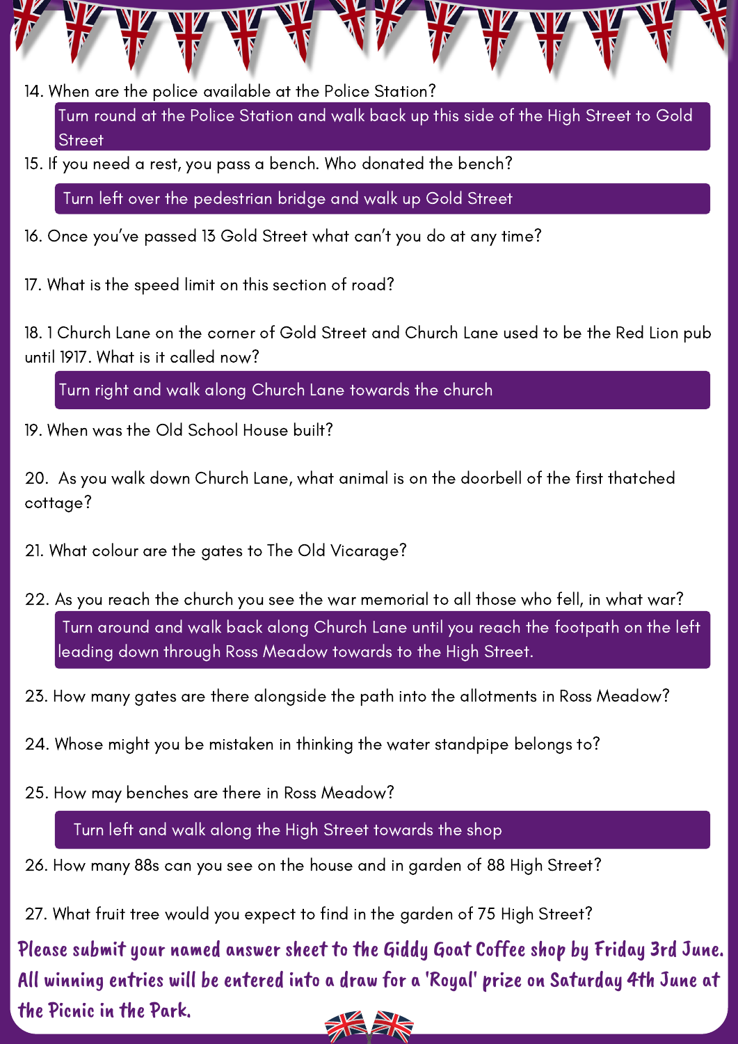14. When are the police available at the Police Station?

> Turn round at the Police Station and walk back up this side of the High Street to Gold Street

15. If you need a rest, you pass a bench. Who donated the bench?

> Turn left over the pedestrian bridge and walk up Gold Street

16. Once you've passed 13 Gold Street what can't you do at any time?

17. What is the speed limit on this section of road?

18. 1 Church Lane on the corner of Gold Street and Church Lane used to be the Red Lion pub until 1917. What is it called now?

> Turn right and walk along Church Lane towards the church

19. When was the Old School House built?

20. As you walk down Church Lane, what animal is on the doorbell of the first thatched cottage?

21. What colour are the gates to The Old Vicarage?

22. As you reach the church you see the war memorial to all those who fell, in what war?

> Turn around and walk back along Church Lane until you reach the footpath on the left leading down through Ross Meadow towards to the High Street.

23. How many gates are there alongside the path into the allotments in Ross Meadow?

24. Whose might you be mistaken in thinking the water standpipe belongs to?

25. How may benches are there in Ross Meadow?

> Turn left and walk along the High Street towards the shop

26. How many 88s can you see on the house and in garden of 88 High Street?

27. What fruit tree would you expect to find in the garden of 75 High Street?

**Please submit your named answer sheet to the Giddy Goat Coffee shop by Friday 3rd June. All winning entries will be entered into a draw for a 'Royal' prize on Saturday 4th June at the Picnic in the Park.**